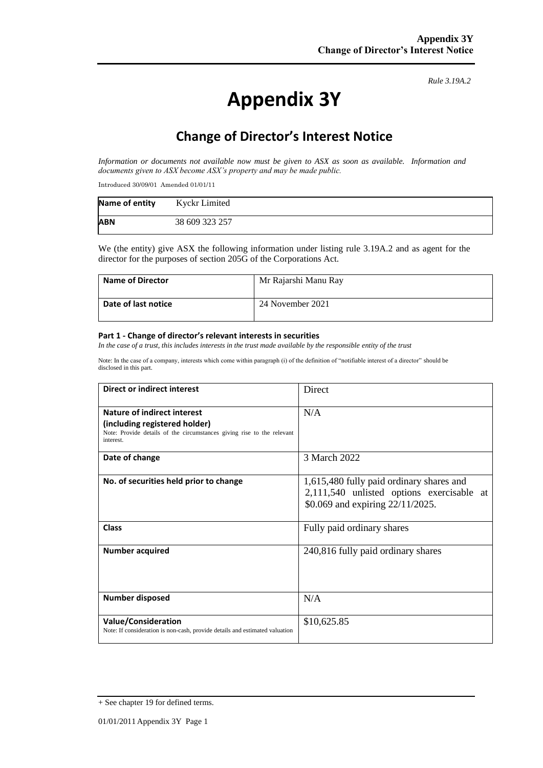*Rule 3.19A.2*

# Appendix 3Y

## Change of Director's Interest Notice

*Information or documents not available now must be given to ASX as soon as available. Information and documents given to ASX become ASX's property and may be made public.*

Introduced 30/09/01 Amended 01/01/11

| **Name of entity** | Kyckr Limited |
|---|---|
| **ABN** | 38 609 323 257 |

We (the entity) give ASX the following information under listing rule 3.19A.2 and as agent for the director for the purposes of section 205G of the Corporations Act.

| **Name of Director** | Mr Rajarshi Manu Ray |
|---|---|
| **Date of last notice** | 24 November 2021 |

**Part 1 - Change of director's relevant interests in securities**

*In the case of a trust, this includes interests in the trust made available by the responsible entity of the trust*

Note: In the case of a company, interests which come within paragraph (i) of the definition of "notifiable interest of a director" should be disclosed in this part.

| **Direct or indirect interest** | Direct |
|---|---|
| **Nature of indirect interest (including registered holder)** Note: Provide details of the circumstances giving rise to the relevant interest. | N/A |
| **Date of change** | 3 March 2022 |
| **No. of securities held prior to change** | 1,615,480 fully paid ordinary shares and 2,111,540 unlisted options exercisable at $0.069 and expiring 22/11/2025. |
| **Class** | Fully paid ordinary shares |
| **Number acquired** | 240,816 fully paid ordinary shares |
| **Number disposed** | N/A |
| **Value/Consideration** Note: If consideration is non-cash, provide details and estimated valuation | $10,625.85 |

+ See chapter 19 for defined terms.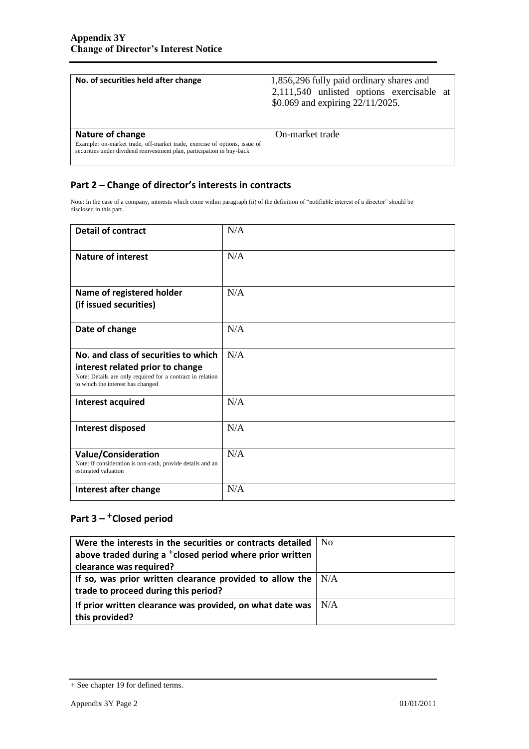| | |
|---|---|
| **No. of securities held after change** | 1,856,296 fully paid ordinary shares and 2,111,540 unlisted options exercisable at $0.069 and expiring 22/11/2025. |
| **Nature of change**<br>Example: on-market trade, off-market trade, exercise of options, issue of securities under dividend reinvestment plan, participation in buy-back | On-market trade |

## Part 2 – Change of director's interests in contracts

Note: In the case of a company, interests which come within paragraph (ii) of the definition of "notifiable interest of a director" should be disclosed in this part.

| | |
|---|---|
| **Detail of contract** | N/A |
| **Nature of interest** | N/A |
| **Name of registered holder (if issued securities)** | N/A |
| **Date of change** | N/A |
| **No. and class of securities to which interest related prior to change**<br>Note: Details are only required for a contract in relation to which the interest has changed | N/A |
| **Interest acquired** | N/A |
| **Interest disposed** | N/A |
| **Value/Consideration**<br>Note: If consideration is non-cash, provide details and an estimated valuation | N/A |
| **Interest after change** | N/A |

## Part 3 – +Closed period

| | |
|---|---|
| **Were the interests in the securities or contracts detailed above traded during a +closed period where prior written clearance was required?** | No |
| **If so, was prior written clearance provided to allow the trade to proceed during this period?** | N/A |
| **If prior written clearance was provided, on what date was this provided?** | N/A |

+ See chapter 19 for defined terms.